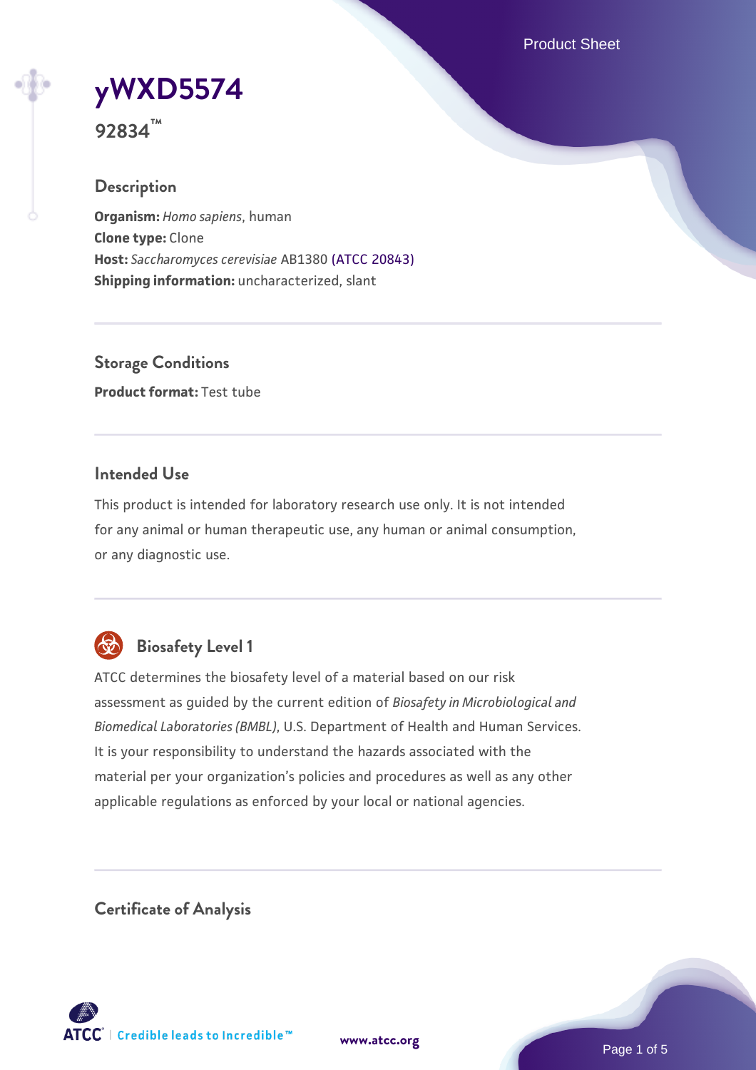# yWXD5574

**92834™**

## Description

**Organism:** *Homo sapiens*, human
**Clone type:** Clone
**Host:** *Saccharomyces cerevisiae* AB1380 (ATCC 20843)
**Shipping information:** uncharacterized, slant

## Storage Conditions

**Product format:** Test tube

## Intended Use

This product is intended for laboratory research use only. It is not intended for any animal or human therapeutic use, any human or animal consumption, or any diagnostic use.

## Biosafety Level 1

ATCC determines the biosafety level of a material based on our risk assessment as guided by the current edition of *Biosafety in Microbiological and Biomedical Laboratories (BMBL)*, U.S. Department of Health and Human Services. It is your responsibility to understand the hazards associated with the material per your organization's policies and procedures as well as any other applicable regulations as enforced by your local or national agencies.

## Certificate of Analysis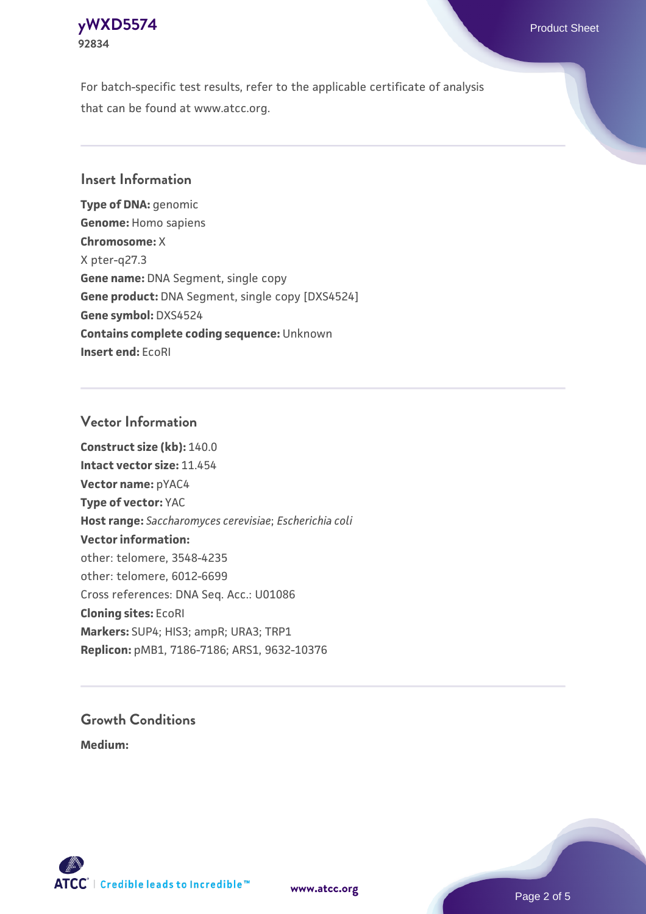For batch-specific test results, refer to the applicable certificate of analysis that can be found at www.atcc.org.

## Insert Information

**Type of DNA:** genomic
**Genome:** Homo sapiens
**Chromosome:** X
X pter-q27.3
**Gene name:** DNA Segment, single copy
**Gene product:** DNA Segment, single copy [DXS4524]
**Gene symbol:** DXS4524
**Contains complete coding sequence:** Unknown
**Insert end:** EcoRI

## Vector Information

**Construct size (kb):** 140.0
**Intact vector size:** 11.454
**Vector name:** pYAC4
**Type of vector:** YAC
**Host range:** *Saccharomyces cerevisiae*; *Escherichia coli*
**Vector information:**
other: telomere, 3548-4235
other: telomere, 6012-6699
Cross references: DNA Seq. Acc.: U01086
**Cloning sites:** EcoRI
**Markers:** SUP4; HIS3; ampR; URA3; TRP1
**Replicon:** pMB1, 7186-7186; ARS1, 9632-10376

## Growth Conditions

**Medium:**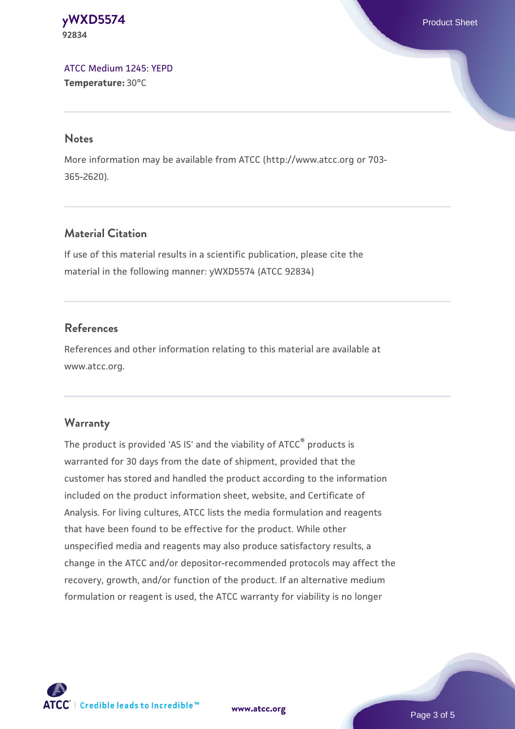ATCC Medium 1245: YEPD
**Temperature:** 30°C

## Notes

More information may be available from ATCC (http://www.atcc.org or 703-365-2620).

## Material Citation

If use of this material results in a scientific publication, please cite the material in the following manner: yWXD5574 (ATCC 92834)

## References

References and other information relating to this material are available at www.atcc.org.

## Warranty

The product is provided 'AS IS' and the viability of ATCC® products is warranted for 30 days from the date of shipment, provided that the customer has stored and handled the product according to the information included on the product information sheet, website, and Certificate of Analysis. For living cultures, ATCC lists the media formulation and reagents that have been found to be effective for the product. While other unspecified media and reagents may also produce satisfactory results, a change in the ATCC and/or depositor-recommended protocols may affect the recovery, growth, and/or function of the product. If an alternative medium formulation or reagent is used, the ATCC warranty for viability is no longer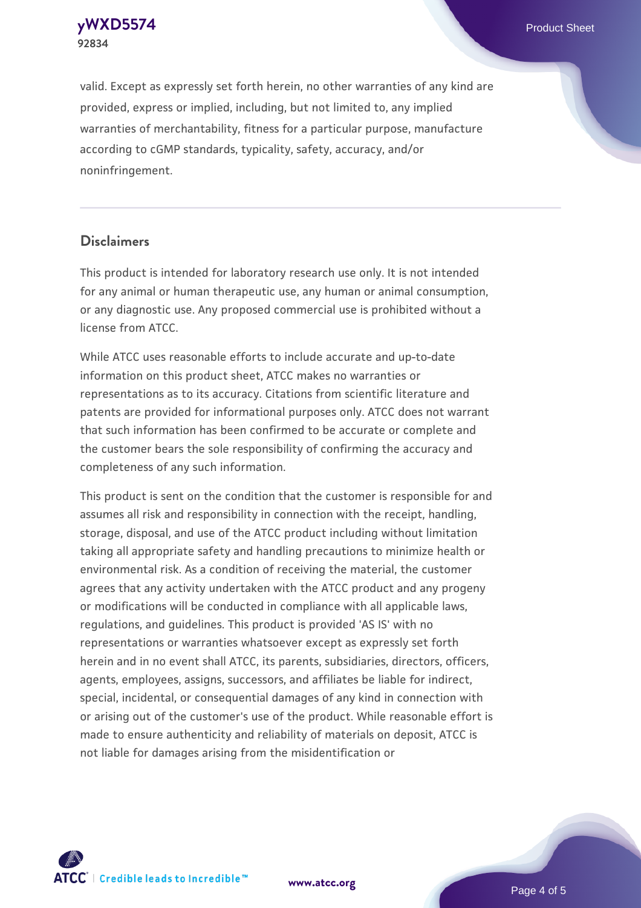valid. Except as expressly set forth herein, no other warranties of any kind are provided, express or implied, including, but not limited to, any implied warranties of merchantability, fitness for a particular purpose, manufacture according to cGMP standards, typicality, safety, accuracy, and/or noninfringement.

## Disclaimers

This product is intended for laboratory research use only. It is not intended for any animal or human therapeutic use, any human or animal consumption, or any diagnostic use. Any proposed commercial use is prohibited without a license from ATCC.

While ATCC uses reasonable efforts to include accurate and up-to-date information on this product sheet, ATCC makes no warranties or representations as to its accuracy. Citations from scientific literature and patents are provided for informational purposes only. ATCC does not warrant that such information has been confirmed to be accurate or complete and the customer bears the sole responsibility of confirming the accuracy and completeness of any such information.

This product is sent on the condition that the customer is responsible for and assumes all risk and responsibility in connection with the receipt, handling, storage, disposal, and use of the ATCC product including without limitation taking all appropriate safety and handling precautions to minimize health or environmental risk. As a condition of receiving the material, the customer agrees that any activity undertaken with the ATCC product and any progeny or modifications will be conducted in compliance with all applicable laws, regulations, and guidelines. This product is provided 'AS IS' with no representations or warranties whatsoever except as expressly set forth herein and in no event shall ATCC, its parents, subsidiaries, directors, officers, agents, employees, assigns, successors, and affiliates be liable for indirect, special, incidental, or consequential damages of any kind in connection with or arising out of the customer's use of the product. While reasonable effort is made to ensure authenticity and reliability of materials on deposit, ATCC is not liable for damages arising from the misidentification or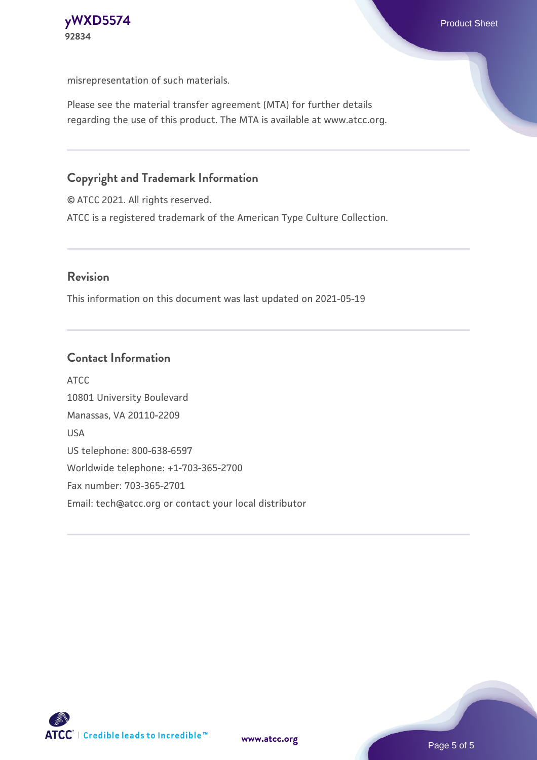misrepresentation of such materials.

Please see the material transfer agreement (MTA) for further details regarding the use of this product. The MTA is available at www.atcc.org.

## Copyright and Trademark Information

© ATCC 2021. All rights reserved.

ATCC is a registered trademark of the American Type Culture Collection.

## Revision

This information on this document was last updated on 2021-05-19

## Contact Information

ATCC
10801 University Boulevard
Manassas, VA 20110-2209
USA
US telephone: 800-638-6597
Worldwide telephone: +1-703-365-2700
Fax number: 703-365-2701
Email: tech@atcc.org or contact your local distributor